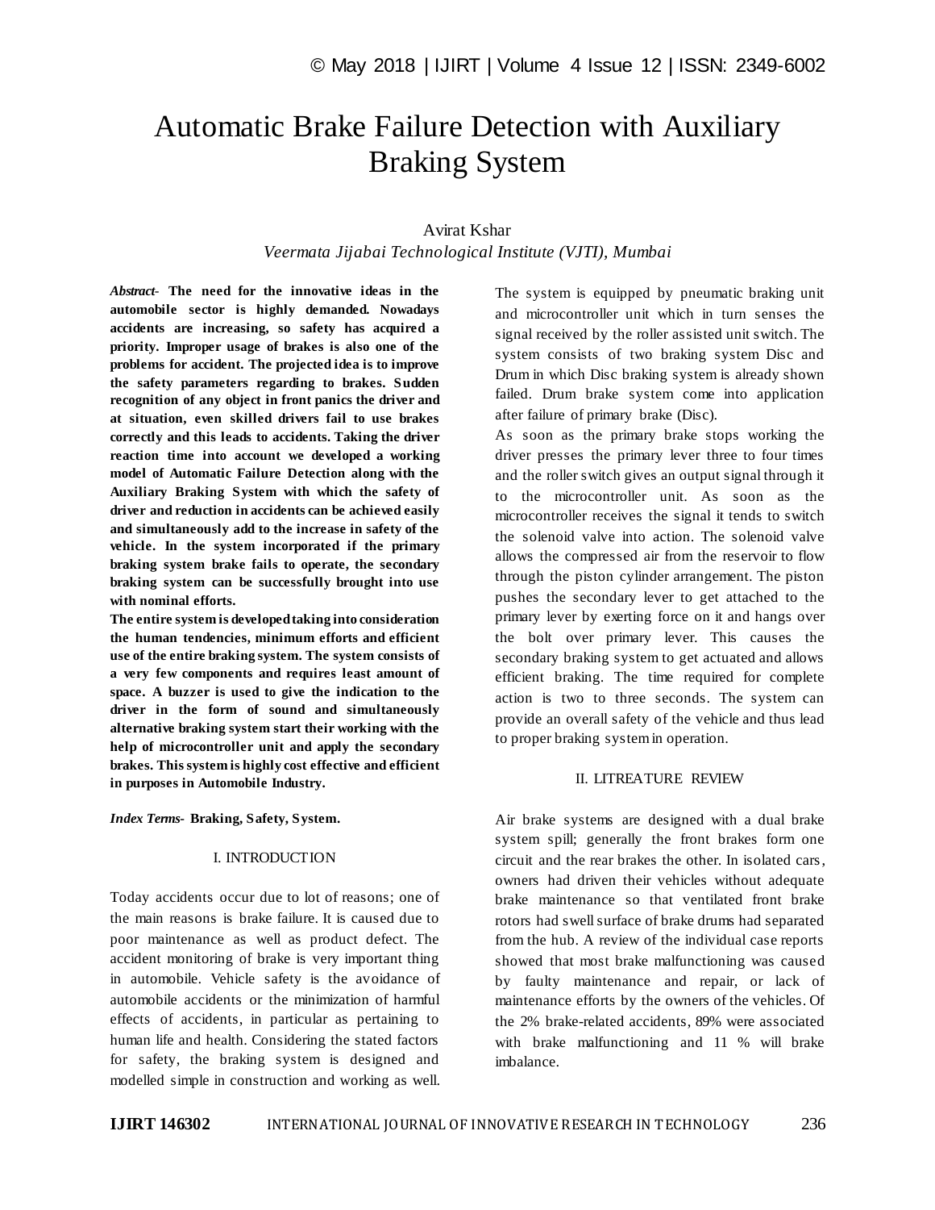# Automatic Brake Failure Detection with Auxiliary Braking System

Avirat Kshar

*Veermata Jijabai Technological Institute (VJTI), Mumbai*

***Abstract-*** **The need for the innovative ideas in the automobile sector is highly demanded. Nowadays accidents are increasing, so safety has acquired a priority. Improper usage of brakes is also one of the problems for accident. The projected idea is to improve the safety parameters regarding to brakes. Sudden recognition of any object in front panics the driver and at situation, even skilled drivers fail to use brakes correctly and this leads to accidents. Taking the driver reaction time into account we developed a working model of Automatic Failure Detection along with the Auxiliary Braking System with which the safety of driver and reduction in accidents can be achieved easily and simultaneously add to the increase in safety of the vehicle. In the system incorporated if the primary braking system brake fails to operate, the secondary braking system can be successfully brought into use with nominal efforts.**

**The entire system is developed taking into consideration the human tendencies, minimum efforts and efficient use of the entire braking system. The system consists of a very few components and requires least amount of space. A buzzer is used to give the indication to the driver in the form of sound and simultaneously alternative braking system start their working with the help of microcontroller unit and apply the secondary brakes. This system is highly cost effective and efficient in purposes in Automobile Industry.**

***Index Terms-*** **Braking, Safety, System.**

## I. INTRODUCTION

Today accidents occur due to lot of reasons; one of the main reasons is brake failure. It is caused due to poor maintenance as well as product defect. The accident monitoring of brake is very important thing in automobile. Vehicle safety is the avoidance of automobile accidents or the minimization of harmful effects of accidents, in particular as pertaining to human life and health. Considering the stated factors for safety, the braking system is designed and modelled simple in construction and working as well. The system is equipped by pneumatic braking unit and microcontroller unit which in turn senses the signal received by the roller assisted unit switch. The system consists of two braking system Disc and Drum in which Disc braking system is already shown failed. Drum brake system come into application after failure of primary brake (Disc).

As soon as the primary brake stops working the driver presses the primary lever three to four times and the roller switch gives an output signal through it to the microcontroller unit. As soon as the microcontroller receives the signal it tends to switch the solenoid valve into action. The solenoid valve allows the compressed air from the reservoir to flow through the piston cylinder arrangement. The piston pushes the secondary lever to get attached to the primary lever by exerting force on it and hangs over the bolt over primary lever. This causes the secondary braking system to get actuated and allows efficient braking. The time required for complete action is two to three seconds. The system can provide an overall safety of the vehicle and thus lead to proper braking system in operation.

## II. LITREATURE REVIEW

Air brake systems are designed with a dual brake system spill; generally the front brakes form one circuit and the rear brakes the other. In isolated cars, owners had driven their vehicles without adequate brake maintenance so that ventilated front brake rotors had swell surface of brake drums had separated from the hub. A review of the individual case reports showed that most brake malfunctioning was caused by faulty maintenance and repair, or lack of maintenance efforts by the owners of the vehicles. Of the 2% brake-related accidents, 89% were associated with brake malfunctioning and 11 % will brake imbalance.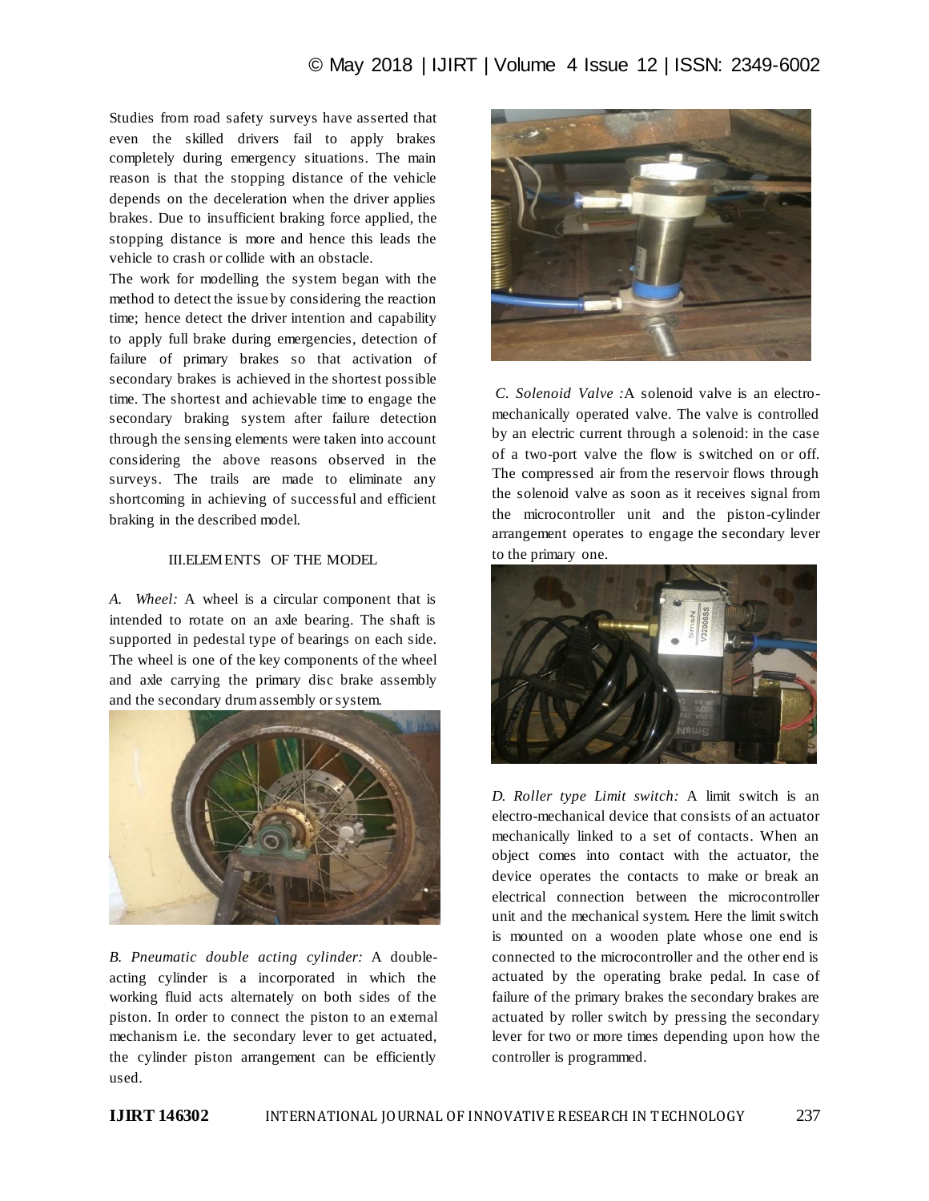Studies from road safety surveys have asserted that even the skilled drivers fail to apply brakes completely during emergency situations. The main reason is that the stopping distance of the vehicle depends on the deceleration when the driver applies brakes. Due to insufficient braking force applied, the stopping distance is more and hence this leads the vehicle to crash or collide with an obstacle.

The work for modelling the system began with the method to detect the issue by considering the reaction time; hence detect the driver intention and capability to apply full brake during emergencies, detection of failure of primary brakes so that activation of secondary brakes is achieved in the shortest possible time. The shortest and achievable time to engage the secondary braking system after failure detection through the sensing elements were taken into account considering the above reasons observed in the surveys. The trails are made to eliminate any shortcoming in achieving of successful and efficient braking in the described model.

## III.ELEMENTS OF THE MODEL

*A. Wheel:* A wheel is a circular component that is intended to rotate on an axle bearing. The shaft is supported in pedestal type of bearings on each side. The wheel is one of the key components of the wheel and axle carrying the primary disc brake assembly and the secondary drum assembly or system.

*B. Pneumatic double acting cylinder:* A double-acting cylinder is a incorporated in which the working fluid acts alternately on both sides of the piston. In order to connect the piston to an external mechanism i.e. the secondary lever to get actuated, the cylinder piston arrangement can be efficiently used.

*C. Solenoid Valve :*A solenoid valve is an electro-mechanically operated valve. The valve is controlled by an electric current through a solenoid: in the case of a two-port valve the flow is switched on or off. The compressed air from the reservoir flows through the solenoid valve as soon as it receives signal from the microcontroller unit and the piston-cylinder arrangement operates to engage the secondary lever to the primary one.

*D. Roller type Limit switch:* A limit switch is an electro-mechanical device that consists of an actuator mechanically linked to a set of contacts. When an object comes into contact with the actuator, the device operates the contacts to make or break an electrical connection between the microcontroller unit and the mechanical system. Here the limit switch is mounted on a wooden plate whose one end is connected to the microcontroller and the other end is actuated by the operating brake pedal. In case of failure of the primary brakes the secondary brakes are actuated by roller switch by pressing the secondary lever for two or more times depending upon how the controller is programmed.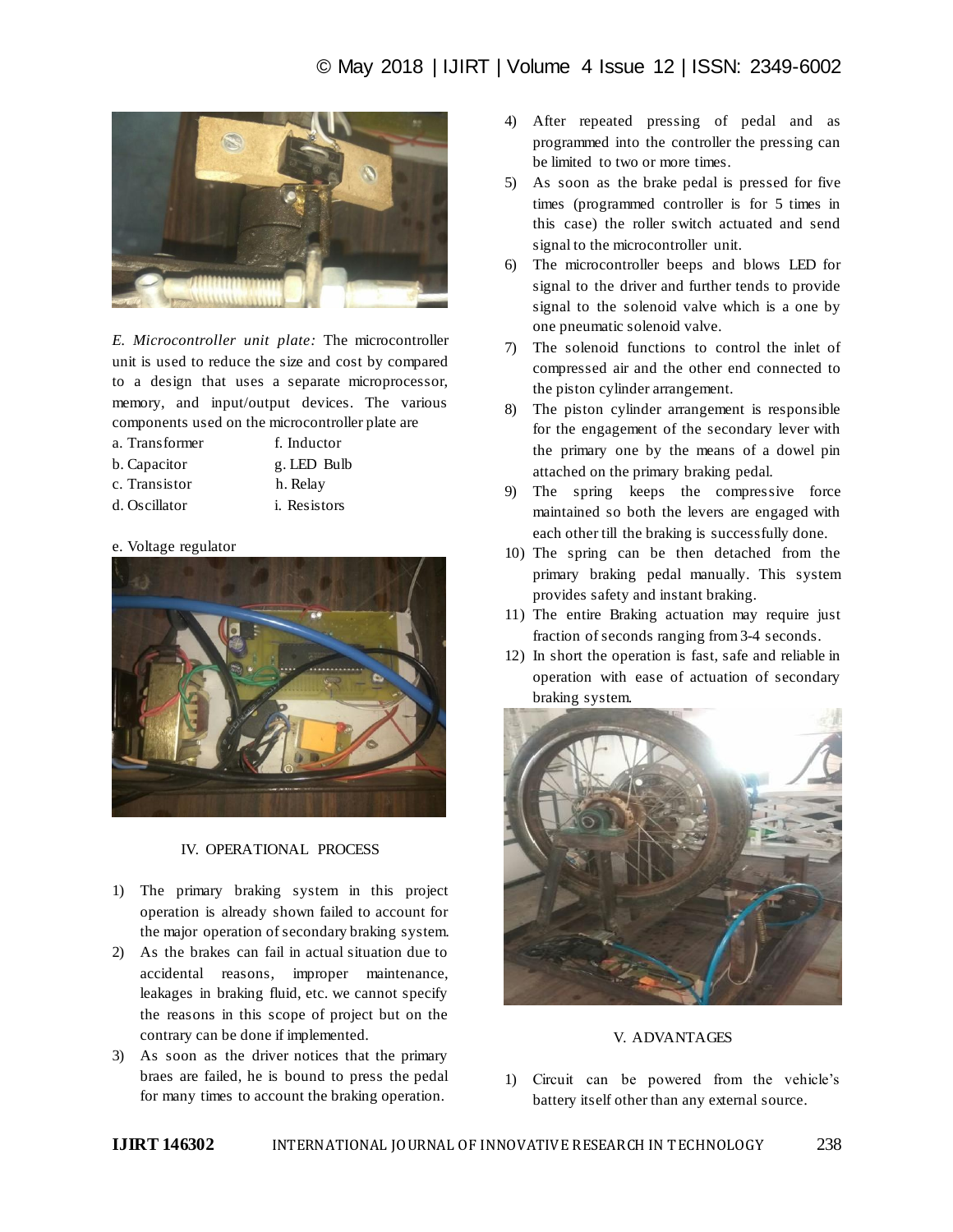*E. Microcontroller unit plate:* The microcontroller unit is used to reduce the size and cost by compared to a design that uses a separate microprocessor, memory, and input/output devices. The various components used on the microcontroller plate are

a. Transformer
b. Capacitor
c. Transistor
d. Oscillator
e. Voltage regulator
f. Inductor
g. LED Bulb
h. Relay
i. Resistors

## IV. OPERATIONAL PROCESS

1) The primary braking system in this project operation is already shown failed to account for the major operation of secondary braking system.
2) As the brakes can fail in actual situation due to accidental reasons, improper maintenance, leakages in braking fluid, etc. we cannot specify the reasons in this scope of project but on the contrary can be done if implemented.
3) As soon as the driver notices that the primary braes are failed, he is bound to press the pedal for many times to account the braking operation.
4) After repeated pressing of pedal and as programmed into the controller the pressing can be limited to two or more times.
5) As soon as the brake pedal is pressed for five times (programmed controller is for 5 times in this case) the roller switch actuated and send signal to the microcontroller unit.
6) The microcontroller beeps and blows LED for signal to the driver and further tends to provide signal to the solenoid valve which is a one by one pneumatic solenoid valve.
7) The solenoid functions to control the inlet of compressed air and the other end connected to the piston cylinder arrangement.
8) The piston cylinder arrangement is responsible for the engagement of the secondary lever with the primary one by the means of a dowel pin attached on the primary braking pedal.
9) The spring keeps the compressive force maintained so both the levers are engaged with each other till the braking is successfully done.
10) The spring can be then detached from the primary braking pedal manually. This system provides safety and instant braking.
11) The entire Braking actuation may require just fraction of seconds ranging from 3-4 seconds.
12) In short the operation is fast, safe and reliable in operation with ease of actuation of secondary braking system.

## V. ADVANTAGES

1) Circuit can be powered from the vehicle's battery itself other than any external source.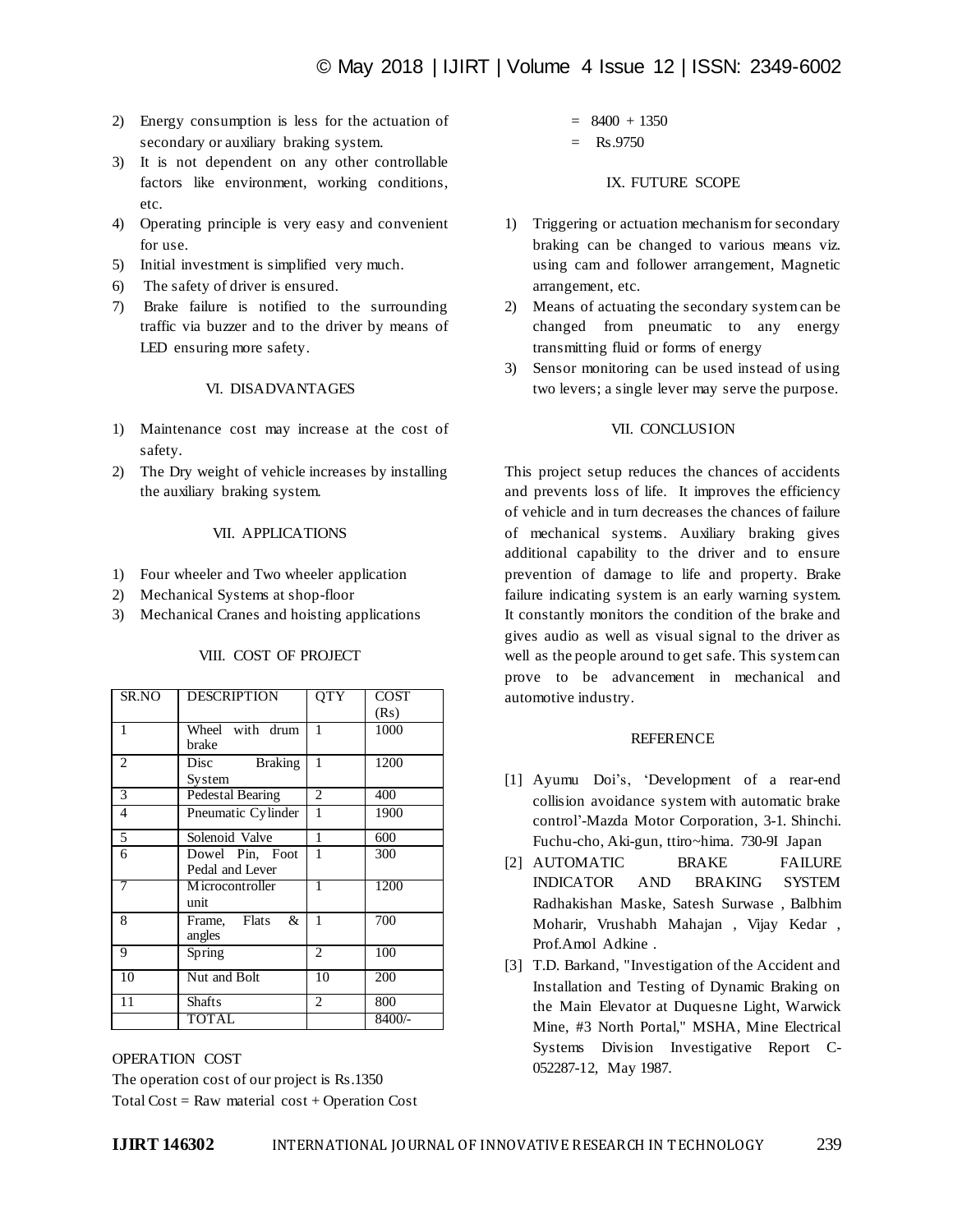2) Energy consumption is less for the actuation of secondary or auxiliary braking system.
3) It is not dependent on any other controllable factors like environment, working conditions, etc.
4) Operating principle is very easy and convenient for use.
5) Initial investment is simplified very much.
6) The safety of driver is ensured.
7) Brake failure is notified to the surrounding traffic via buzzer and to the driver by means of LED ensuring more safety.

## VI. DISADVANTAGES

1) Maintenance cost may increase at the cost of safety.
2) The Dry weight of vehicle increases by installing the auxiliary braking system.

## VII. APPLICATIONS

1) Four wheeler and Two wheeler application
2) Mechanical Systems at shop-floor
3) Mechanical Cranes and hoisting applications

## VIII. COST OF PROJECT

| SR.NO | DESCRIPTION | QTY | COST (Rs) |
|---|---|---|---|
| 1 | Wheel with drum brake | 1 | 1000 |
| 2 | Disc Braking System | 1 | 1200 |
| 3 | Pedestal Bearing | 2 | 400 |
| 4 | Pneumatic Cylinder | 1 | 1900 |
| 5 | Solenoid Valve | 1 | 600 |
| 6 | Dowel Pin, Foot Pedal and Lever | 1 | 300 |
| 7 | Microcontroller unit | 1 | 1200 |
| 8 | Frame, Flats & angles | 1 | 700 |
| 9 | Spring | 2 | 100 |
| 10 | Nut and Bolt | 10 | 200 |
| 11 | Shafts | 2 | 800 |
| | TOTAL | | 8400/- |

OPERATION COST

The operation cost of our project is Rs.1350

Total Cost = Raw material cost + Operation Cost

= 8400 + 1350

= Rs.9750

## IX. FUTURE SCOPE

1) Triggering or actuation mechanism for secondary braking can be changed to various means viz. using cam and follower arrangement, Magnetic arrangement, etc.
2) Means of actuating the secondary system can be changed from pneumatic to any energy transmitting fluid or forms of energy
3) Sensor monitoring can be used instead of using two levers; a single lever may serve the purpose.

## VII. CONCLUSION

This project setup reduces the chances of accidents and prevents loss of life. It improves the efficiency of vehicle and in turn decreases the chances of failure of mechanical systems. Auxiliary braking gives additional capability to the driver and to ensure prevention of damage to life and property. Brake failure indicating system is an early warning system. It constantly monitors the condition of the brake and gives audio as well as visual signal to the driver as well as the people around to get safe. This system can prove to be advancement in mechanical and automotive industry.

## REFERENCE

[1] Ayumu Doi's, 'Development of a rear-end collision avoidance system with automatic brake control'-Mazda Motor Corporation, 3-1. Shinchi. Fuchu-cho, Aki-gun, ttiro~hima. 730-9I Japan

[2] AUTOMATIC BRAKE FAILURE INDICATOR AND BRAKING SYSTEM Radhakishan Maske, Satesh Surwase , Balbhim Moharir, Vrushabh Mahajan , Vijay Kedar , Prof.Amol Adkine .

[3] T.D. Barkand, "Investigation of the Accident and Installation and Testing of Dynamic Braking on the Main Elevator at Duquesne Light, Warwick Mine, #3 North Portal," MSHA, Mine Electrical Systems Division Investigative Report C-052287-12, May 1987.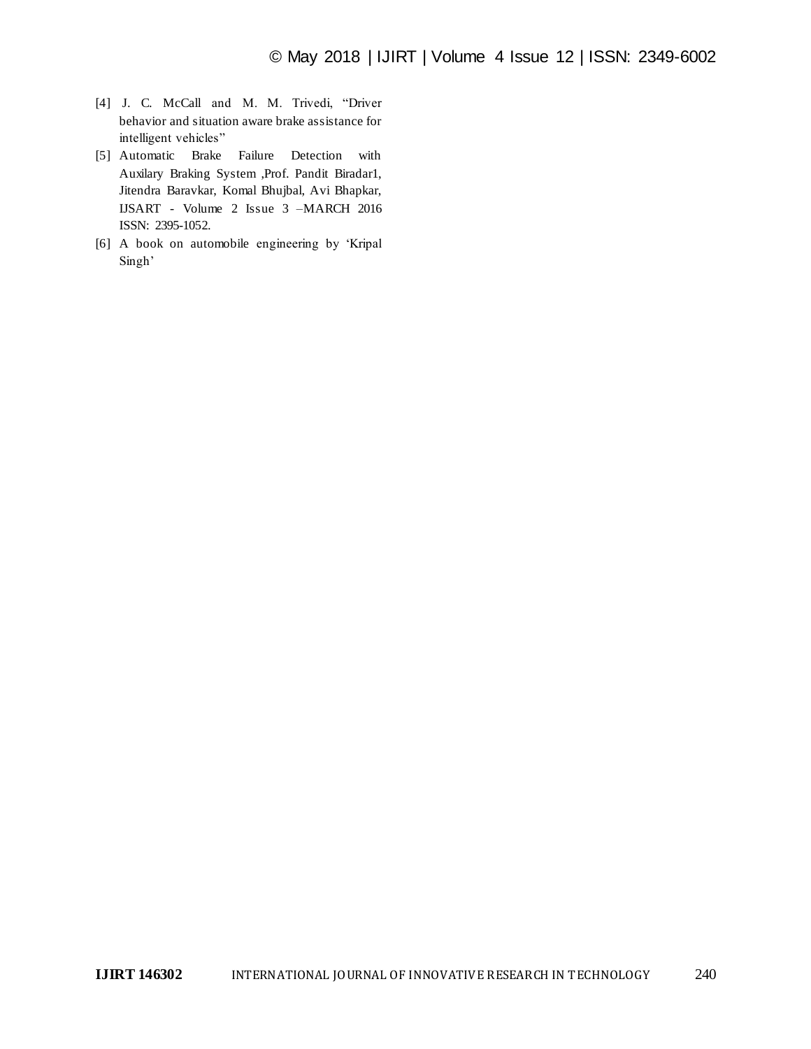[4] J. C. McCall and M. M. Trivedi, "Driver behavior and situation aware brake assistance for intelligent vehicles"

[5] Automatic Brake Failure Detection with Auxilary Braking System ,Prof. Pandit Biradar1, Jitendra Baravkar, Komal Bhujbal, Avi Bhapkar, IJSART - Volume 2 Issue 3 –MARCH 2016 ISSN: 2395-1052.

[6] A book on automobile engineering by 'Kripal Singh'